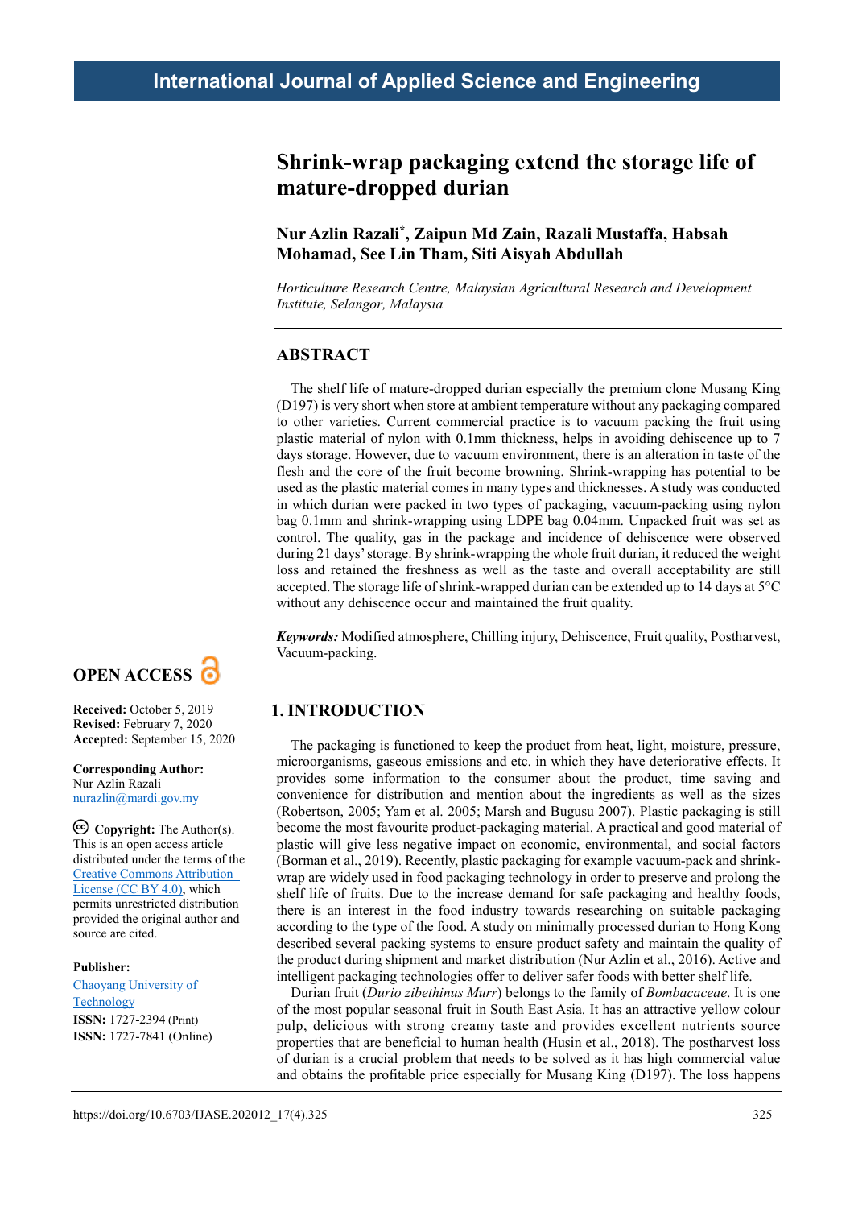# Shrink-wrap packaging extend the storage life of mature-dropped durian

**Nur Azlin Razali*, Zaipun Md Zain, Razali Mustaffa, Habsah Mohamad, See Lin Tham, Siti Aisyah Abdullah**

*Horticulture Research Centre, Malaysian Agricultural Research and Development Institute, Selangor, Malaysia*

## ABSTRACT

The shelf life of mature-dropped durian especially the premium clone Musang King (D197) is very short when store at ambient temperature without any packaging compared to other varieties. Current commercial practice is to vacuum packing the fruit using plastic material of nylon with 0.1mm thickness, helps in avoiding dehiscence up to 7 days storage. However, due to vacuum environment, there is an alteration in taste of the flesh and the core of the fruit become browning. Shrink-wrapping has potential to be used as the plastic material comes in many types and thicknesses. A study was conducted in which durian were packed in two types of packaging, vacuum-packing using nylon bag 0.1mm and shrink-wrapping using LDPE bag 0.04mm. Unpacked fruit was set as control. The quality, gas in the package and incidence of dehiscence were observed during 21 days' storage. By shrink-wrapping the whole fruit durian, it reduced the weight loss and retained the freshness as well as the taste and overall acceptability are still accepted. The storage life of shrink-wrapped durian can be extended up to 14 days at 5°C without any dehiscence occur and maintained the fruit quality.

***Keywords:*** Modified atmosphere, Chilling injury, Dehiscence, Fruit quality, Postharvest, Vacuum-packing.

**OPEN ACCESS**

**Received:** October 5, 2019
**Revised:** February 7, 2020
**Accepted:** September 15, 2020

**Corresponding Author:**
Nur Azlin Razali
nurazlin@mardi.gov.my

**Copyright:** The Author(s). This is an open access article distributed under the terms of the Creative Commons Attribution License (CC BY 4.0), which permits unrestricted distribution provided the original author and source are cited.

**Publisher:**
Chaoyang University of Technology
**ISSN:** 1727-2394 (Print)
**ISSN:** 1727-7841 (Online)

## 1. INTRODUCTION

The packaging is functioned to keep the product from heat, light, moisture, pressure, microorganisms, gaseous emissions and etc. in which they have deteriorative effects. It provides some information to the consumer about the product, time saving and convenience for distribution and mention about the ingredients as well as the sizes (Robertson, 2005; Yam et al. 2005; Marsh and Bugusu 2007). Plastic packaging is still become the most favourite product-packaging material. A practical and good material of plastic will give less negative impact on economic, environmental, and social factors (Borman et al., 2019). Recently, plastic packaging for example vacuum-pack and shrink-wrap are widely used in food packaging technology in order to preserve and prolong the shelf life of fruits. Due to the increase demand for safe packaging and healthy foods, there is an interest in the food industry towards researching on suitable packaging according to the type of the food. A study on minimally processed durian to Hong Kong described several packing systems to ensure product safety and maintain the quality of the product during shipment and market distribution (Nur Azlin et al., 2016). Active and intelligent packaging technologies offer to deliver safer foods with better shelf life.

Durian fruit (*Durio zibethinus Murr*) belongs to the family of *Bombacaceae*. It is one of the most popular seasonal fruit in South East Asia. It has an attractive yellow colour pulp, delicious with strong creamy taste and provides excellent nutrients source properties that are beneficial to human health (Husin et al., 2018). The postharvest loss of durian is a crucial problem that needs to be solved as it has high commercial value and obtains the profitable price especially for Musang King (D197). The loss happens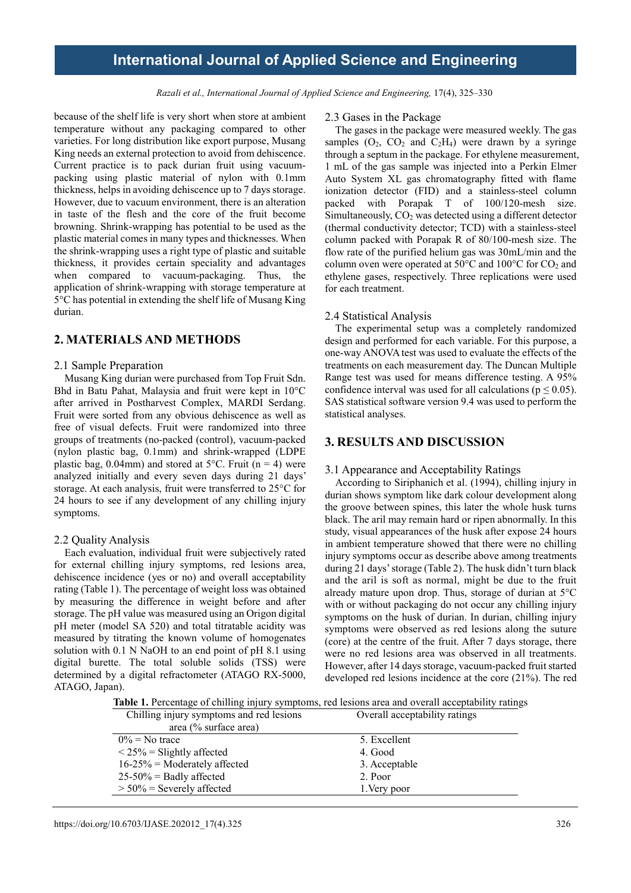because of the shelf life is very short when store at ambient temperature without any packaging compared to other varieties. For long distribution like export purpose, Musang King needs an external protection to avoid from dehiscence. Current practice is to pack durian fruit using vacuum-packing using plastic material of nylon with 0.1mm thickness, helps in avoiding dehiscence up to 7 days storage. However, due to vacuum environment, there is an alteration in taste of the flesh and the core of the fruit become browning. Shrink-wrapping has potential to be used as the plastic material comes in many types and thicknesses. When the shrink-wrapping uses a right type of plastic and suitable thickness, it provides certain speciality and advantages when compared to vacuum-packaging. Thus, the application of shrink-wrapping with storage temperature at 5°C has potential in extending the shelf life of Musang King durian.

## 2. MATERIALS AND METHODS

### 2.1 Sample Preparation

Musang King durian were purchased from Top Fruit Sdn. Bhd in Batu Pahat, Malaysia and fruit were kept in 10°C after arrived in Postharvest Complex, MARDI Serdang. Fruit were sorted from any obvious dehiscence as well as free of visual defects. Fruit were randomized into three groups of treatments (no-packed (control), vacuum-packed (nylon plastic bag, 0.1mm) and shrink-wrapped (LDPE plastic bag, 0.04mm) and stored at 5°C. Fruit (n = 4) were analyzed initially and every seven days during 21 days' storage. At each analysis, fruit were transferred to 25°C for 24 hours to see if any development of any chilling injury symptoms.

### 2.2 Quality Analysis

Each evaluation, individual fruit were subjectively rated for external chilling injury symptoms, red lesions area, dehiscence incidence (yes or no) and overall acceptability rating (Table 1). The percentage of weight loss was obtained by measuring the difference in weight before and after storage. The pH value was measured using an Origon digital pH meter (model SA 520) and total titratable acidity was measured by titrating the known volume of homogenates solution with 0.1 N NaOH to an end point of pH 8.1 using digital burette. The total soluble solids (TSS) were determined by a digital refractometer (ATAGO RX-5000, ATAGO, Japan).

### 2.3 Gases in the Package

The gases in the package were measured weekly. The gas samples ($O_2$, $CO_2$ and $C_2H_4$) were drawn by a syringe through a septum in the package. For ethylene measurement, 1 mL of the gas sample was injected into a Perkin Elmer Auto System XL gas chromatography fitted with flame ionization detector (FID) and a stainless-steel column packed with Porapak T of 100/120-mesh size. Simultaneously, $CO_2$ was detected using a different detector (thermal conductivity detector; TCD) with a stainless-steel column packed with Porapak R of 80/100-mesh size. The flow rate of the purified helium gas was 30mL/min and the column oven were operated at 50°C and 100°C for $CO_2$ and ethylene gases, respectively. Three replications were used for each treatment.

### 2.4 Statistical Analysis

The experimental setup was a completely randomized design and performed for each variable. For this purpose, a one-way ANOVA test was used to evaluate the effects of the treatments on each measurement day. The Duncan Multiple Range test was used for means difference testing. A 95% confidence interval was used for all calculations ($p \leq 0.05$). SAS statistical software version 9.4 was used to perform the statistical analyses.

## 3. RESULTS AND DISCUSSION

### 3.1 Appearance and Acceptability Ratings

According to Siriphanich et al. (1994), chilling injury in durian shows symptom like dark colour development along the groove between spines, this later the whole husk turns black. The aril may remain hard or ripen abnormally. In this study, visual appearances of the husk after expose 24 hours in ambient temperature showed that there were no chilling injury symptoms occur as describe above among treatments during 21 days' storage (Table 2). The husk didn't turn black and the aril is soft as normal, might be due to the fruit already mature upon drop. Thus, storage of durian at 5°C with or without packaging do not occur any chilling injury symptoms on the husk of durian. In durian, chilling injury symptoms were observed as red lesions along the suture (core) at the centre of the fruit. After 7 days storage, there were no red lesions area was observed in all treatments. However, after 14 days storage, vacuum-packed fruit started developed red lesions incidence at the core (21%). The red

**Table 1.** Percentage of chilling injury symptoms, red lesions area and overall acceptability ratings

| Chilling injury symptoms and red lesions area (% surface area) | Overall acceptability ratings |
|---|---|
| 0% = No trace | 5. Excellent |
| < 25% = Slightly affected | 4. Good |
| 16-25% = Moderately affected | 3. Acceptable |
| 25-50% = Badly affected | 2. Poor |
| > 50% = Severely affected | 1.Very poor |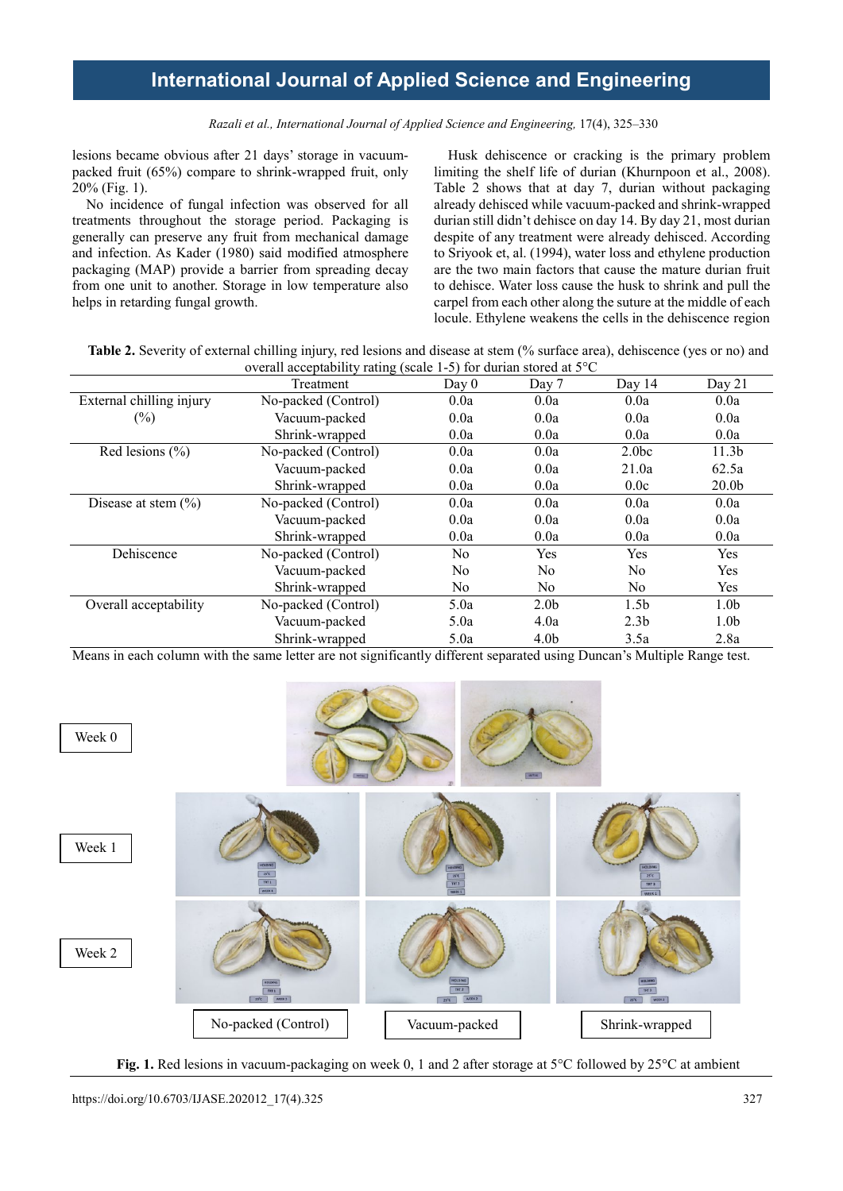lesions became obvious after 21 days' storage in vacuum-packed fruit (65%) compare to shrink-wrapped fruit, only 20% (Fig. 1).

No incidence of fungal infection was observed for all treatments throughout the storage period. Packaging is generally can preserve any fruit from mechanical damage and infection. As Kader (1980) said modified atmosphere packaging (MAP) provide a barrier from spreading decay from one unit to another. Storage in low temperature also helps in retarding fungal growth.

Husk dehiscence or cracking is the primary problem limiting the shelf life of durian (Khurnpoon et al., 2008). Table 2 shows that at day 7, durian without packaging already dehisced while vacuum-packed and shrink-wrapped durian still didn't dehisce on day 14. By day 21, most durian despite of any treatment were already dehisced. According to Sriyook et, al. (1994), water loss and ethylene production are the two main factors that cause the mature durian fruit to dehisce. Water loss cause the husk to shrink and pull the carpel from each other along the suture at the middle of each locule. Ethylene weakens the cells in the dehiscence region

**Table 2.** Severity of external chilling injury, red lesions and disease at stem (% surface area), dehiscence (yes or no) and overall acceptability rating (scale 1-5) for durian stored at 5°C

| | Treatment | Day 0 | Day 7 | Day 14 | Day 21 |
|---|---|---|---|---|---|
| External chilling injury (%) | No-packed (Control) | 0.0a | 0.0a | 0.0a | 0.0a |
| | Vacuum-packed | 0.0a | 0.0a | 0.0a | 0.0a |
| | Shrink-wrapped | 0.0a | 0.0a | 0.0a | 0.0a |
| Red lesions (%) | No-packed (Control) | 0.0a | 0.0a | 2.0bc | 11.3b |
| | Vacuum-packed | 0.0a | 0.0a | 21.0a | 62.5a |
| | Shrink-wrapped | 0.0a | 0.0a | 0.0c | 20.0b |
| Disease at stem (%) | No-packed (Control) | 0.0a | 0.0a | 0.0a | 0.0a |
| | Vacuum-packed | 0.0a | 0.0a | 0.0a | 0.0a |
| | Shrink-wrapped | 0.0a | 0.0a | 0.0a | 0.0a |
| Dehiscence | No-packed (Control) | No | Yes | Yes | Yes |
| | Vacuum-packed | No | No | No | Yes |
| | Shrink-wrapped | No | No | No | Yes |
| Overall acceptability | No-packed (Control) | 5.0a | 2.0b | 1.5b | 1.0b |
| | Vacuum-packed | 5.0a | 4.0a | 2.3b | 1.0b |
| | Shrink-wrapped | 5.0a | 4.0b | 3.5a | 2.8a |

Means in each column with the same letter are not significantly different separated using Duncan's Multiple Range test.

Week 0

Week 1

Week 2

No-packed (Control) | Vacuum-packed | Shrink-wrapped

**Fig. 1.** Red lesions in vacuum-packaging on week 0, 1 and 2 after storage at 5°C followed by 25°C at ambient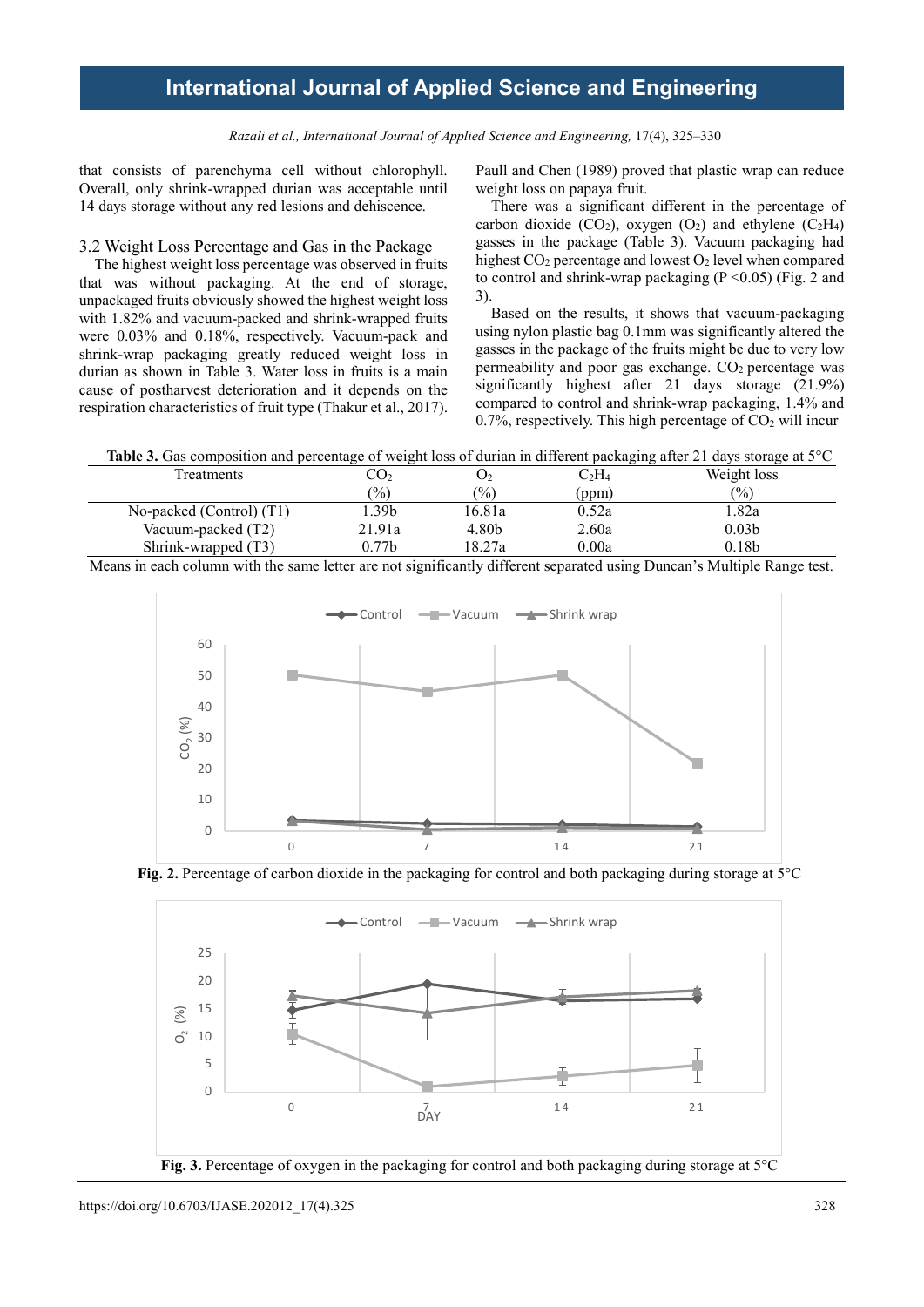that consists of parenchyma cell without chlorophyll. Overall, only shrink-wrapped durian was acceptable until 14 days storage without any red lesions and dehiscence.

### 3.2 Weight Loss Percentage and Gas in the Package

The highest weight loss percentage was observed in fruits that was without packaging. At the end of storage, unpackaged fruits obviously showed the highest weight loss with 1.82% and vacuum-packed and shrink-wrapped fruits were 0.03% and 0.18%, respectively. Vacuum-pack and shrink-wrap packaging greatly reduced weight loss in durian as shown in Table 3. Water loss in fruits is a main cause of postharvest deterioration and it depends on the respiration characteristics of fruit type (Thakur et al., 2017). Paull and Chen (1989) proved that plastic wrap can reduce weight loss on papaya fruit.

There was a significant different in the percentage of carbon dioxide ($CO_2$), oxygen ($O_2$) and ethylene ($C_2H_4$) gasses in the package (Table 3). Vacuum packaging had highest $CO_2$ percentage and lowest $O_2$ level when compared to control and shrink-wrap packaging ($P < 0.05$) (Fig. 2 and 3).

Based on the results, it shows that vacuum-packaging using nylon plastic bag 0.1mm was significantly altered the gasses in the package of the fruits might be due to very low permeability and poor gas exchange. $CO_2$ percentage was significantly highest after 21 days storage (21.9%) compared to control and shrink-wrap packaging, 1.4% and 0.7%, respectively. This high percentage of $CO_2$ will incur

**Table 3.** Gas composition and percentage of weight loss of durian in different packaging after 21 days storage at 5°C

| Treatments | $CO_2$ (%) | $O_2$ (%) | $C_2H_4$ (ppm) | Weight loss (%) |
|---|---|---|---|---|
| No-packed (Control) (T1) | 1.39b | 16.81a | 0.52a | 1.82a |
| Vacuum-packed (T2) | 21.91a | 4.80b | 2.60a | 0.03b |
| Shrink-wrapped (T3) | 0.77b | 18.27a | 0.00a | 0.18b |

Means in each column with the same letter are not significantly different separated using Duncan's Multiple Range test.

**Fig. 2.** Percentage of carbon dioxide in the packaging for control and both packaging during storage at 5°C

**Fig. 3.** Percentage of oxygen in the packaging for control and both packaging during storage at 5°C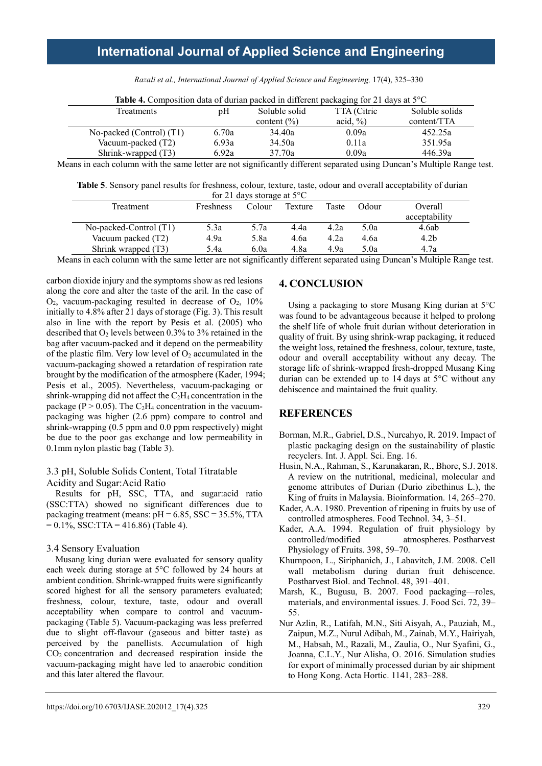**Table 4.** Composition data of durian packed in different packaging for 21 days at 5°C

| Treatments | pH | Soluble solid content (%) | TTA (Citric acid, %) | Soluble solids content/TTA |
|---|---|---|---|---|
| No-packed (Control) (T1) | 6.70a | 34.40a | 0.09a | 452.25a |
| Vacuum-packed (T2) | 6.93a | 34.50a | 0.11a | 351.95a |
| Shrink-wrapped (T3) | 6.92a | 37.70a | 0.09a | 446.39a |

Means in each column with the same letter are not significantly different separated using Duncan's Multiple Range test.

**Table 5**. Sensory panel results for freshness, colour, texture, taste, odour and overall acceptability of durian for 21 days storage at 5°C

| Treatment | Freshness | Colour | Texture | Taste | Odour | Overall acceptability |
|---|---|---|---|---|---|---|
| No-packed-Control (T1) | 5.3a | 5.7a | 4.4a | 4.2a | 5.0a | 4.6ab |
| Vacuum packed (T2) | 4.9a | 5.8a | 4.6a | 4.2a | 4.6a | 4.2b |
| Shrink wrapped (T3) | 5.4a | 6.0a | 4.8a | 4.9a | 5.0a | 4.7a |

Means in each column with the same letter are not significantly different separated using Duncan's Multiple Range test.

carbon dioxide injury and the symptoms show as red lesions along the core and alter the taste of the aril. In the case of $O_2$, vacuum-packaging resulted in decrease of $O_2$, 10% initially to 4.8% after 21 days of storage (Fig. 3). This result also in line with the report by Pesis et al. (2005) who described that $O_2$ levels between 0.3% to 3% retained in the bag after vacuum-packed and it depend on the permeability of the plastic film. Very low level of $O_2$ accumulated in the vacuum-packaging showed a retardation of respiration rate brought by the modification of the atmosphere (Kader, 1994; Pesis et al., 2005). Nevertheless, vacuum-packaging or shrink-wrapping did not affect the $C_2H_4$ concentration in the package ($P > 0.05$). The $C_2H_4$ concentration in the vacuum-packaging was higher (2.6 ppm) compare to control and shrink-wrapping (0.5 ppm and 0.0 ppm respectively) might be due to the poor gas exchange and low permeability in 0.1mm nylon plastic bag (Table 3).

### 3.3 pH, Soluble Solids Content, Total Titratable Acidity and Sugar:Acid Ratio

Results for pH, SSC, TTA, and sugar:acid ratio (SSC:TTA) showed no significant differences due to packaging treatment (means: pH = 6.85, SSC = 35.5%, TTA = 0.1%, SSC:TTA = 416.86) (Table 4).

### 3.4 Sensory Evaluation

Musang king durian were evaluated for sensory quality each week during storage at 5°C followed by 24 hours at ambient condition. Shrink-wrapped fruits were significantly scored highest for all the sensory parameters evaluated; freshness, colour, texture, taste, odour and overall acceptability when compare to control and vacuum-packaging (Table 5). Vacuum-packaging was less preferred due to slight off-flavour (gaseous and bitter taste) as perceived by the panellists. Accumulation of high $CO_2$ concentration and decreased respiration inside the vacuum-packaging might have led to anaerobic condition and this later altered the flavour.

## 4. CONCLUSION

Using a packaging to store Musang King durian at 5°C was found to be advantageous because it helped to prolong the shelf life of whole fruit durian without deterioration in quality of fruit. By using shrink-wrap packaging, it reduced the weight loss, retained the freshness, colour, texture, taste, odour and overall acceptability without any decay. The storage life of shrink-wrapped fresh-dropped Musang King durian can be extended up to 14 days at 5°C without any dehiscence and maintained the fruit quality.

## REFERENCES

Borman, M.R., Gabriel, D.S., Nurcahyo, R. 2019. Impact of plastic packaging design on the sustainability of plastic recyclers. Int. J. Appl. Sci. Eng. 16.

Husin, N.A., Rahman, S., Karunakaran, R., Bhore, S.J. 2018. A review on the nutritional, medicinal, molecular and genome attributes of Durian (Durio zibethinus L.), the King of fruits in Malaysia. Bioinformation. 14, 265–270.

Kader, A.A. 1980. Prevention of ripening in fruits by use of controlled atmospheres. Food Technol. 34, 3–51.

Kader, A.A. 1994. Regulation of fruit physiology by controlled/modified atmospheres. Postharvest Physiology of Fruits. 398, 59–70.

Khurnpoon, L., Siriphanich, J., Labavitch, J.M. 2008. Cell wall metabolism during durian fruit dehiscence. Postharvest Biol. and Technol. 48, 391–401.

Marsh, K., Bugusu, B. 2007. Food packaging—roles, materials, and environmental issues. J. Food Sci. 72, 39–55.

Nur Azlin, R., Latifah, M.N., Siti Aisyah, A., Pauziah, M., Zaipun, M.Z., Nurul Adibah, M., Zainab, M.Y., Hairiyah, M., Habsah, M., Razali, M., Zaulia, O., Nur Syafini, G., Joanna, C.L.Y., Nur Alisha, O. 2016. Simulation studies for export of minimally processed durian by air shipment to Hong Kong. Acta Hortic. 1141, 283–288.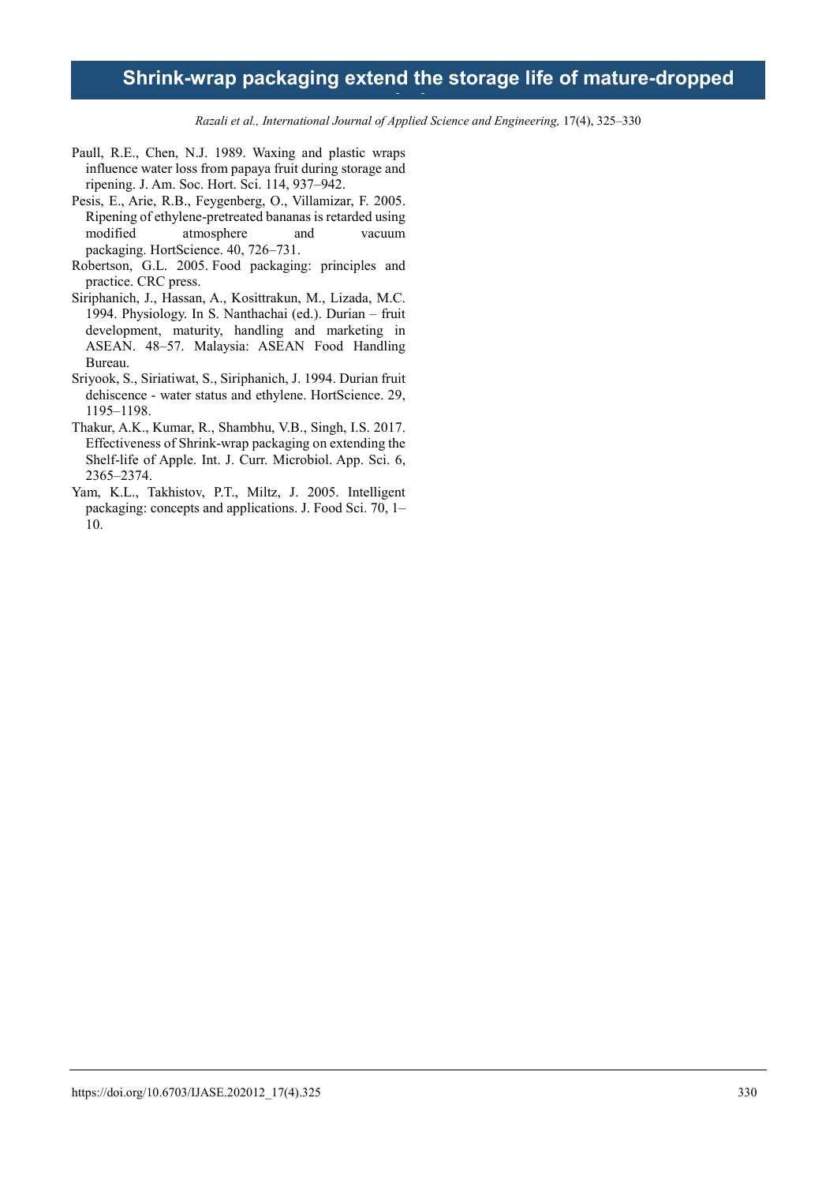Paull, R.E., Chen, N.J. 1989. Waxing and plastic wraps influence water loss from papaya fruit during storage and ripening. J. Am. Soc. Hort. Sci. 114, 937–942.

Pesis, E., Arie, R.B., Feygenberg, O., Villamizar, F. 2005. Ripening of ethylene-pretreated bananas is retarded using modified atmosphere and vacuum packaging. HortScience. 40, 726–731.

Robertson, G.L. 2005. Food packaging: principles and practice. CRC press.

Siriphanich, J., Hassan, A., Kosittrakun, M., Lizada, M.C. 1994. Physiology. In S. Nanthachai (ed.). Durian – fruit development, maturity, handling and marketing in ASEAN. 48–57. Malaysia: ASEAN Food Handling Bureau.

Sriyook, S., Siriatiwat, S., Siriphanich, J. 1994. Durian fruit dehiscence - water status and ethylene. HortScience. 29, 1195–1198.

Thakur, A.K., Kumar, R., Shambhu, V.B., Singh, I.S. 2017. Effectiveness of Shrink-wrap packaging on extending the Shelf-life of Apple. Int. J. Curr. Microbiol. App. Sci. 6, 2365–2374.

Yam, K.L., Takhistov, P.T., Miltz, J. 2005. Intelligent packaging: concepts and applications. J. Food Sci. 70, 1–10.